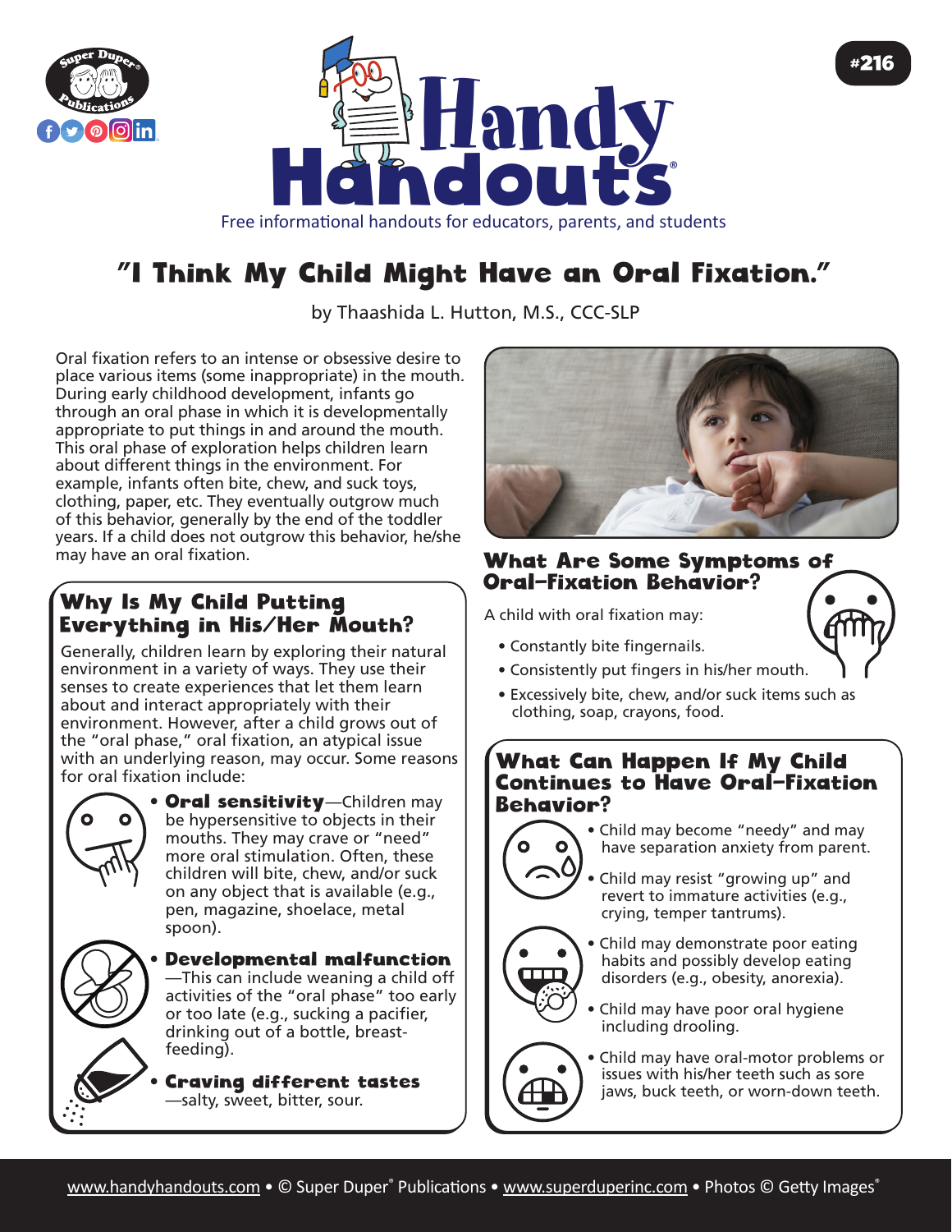# Handy Handouts

Free informational handouts for educators, parents, and students

#216

## "I Think My Child Might Have an Oral Fixation."

by Thaashida L. Hutton, M.S., CCC-SLP

Oral fixation refers to an intense or obsessive desire to place various items (some inappropriate) in the mouth. During early childhood development, infants go through an oral phase in which it is developmentally appropriate to put things in and around the mouth. This oral phase of exploration helps children learn about different things in the environment. For example, infants often bite, chew, and suck toys, clothing, paper, etc. They eventually outgrow much of this behavior, generally by the end of the toddler years. If a child does not outgrow this behavior, he/she may have an oral fixation.

### Why Is My Child Putting Everything in His/Her Mouth?

Generally, children learn by exploring their natural environment in a variety of ways. They use their senses to create experiences that let them learn about and interact appropriately with their environment. However, after a child grows out of the "oral phase," oral fixation, an atypical issue with an underlying reason, may occur. Some reasons for oral fixation include:

- **Oral sensitivity**—Children may be hypersensitive to objects in their mouths. They may crave or "need" more oral stimulation. Often, these children will bite, chew, and/or suck on any object that is available (e.g., pen, magazine, shoelace, metal spoon).
- **Developmental malfunction**—This can include weaning a child off activities of the "oral phase" too early or too late (e.g., sucking a pacifier, drinking out of a bottle, breast-feeding).
- **Craving different tastes**—salty, sweet, bitter, sour.

### What Are Some Symptoms of Oral-Fixation Behavior?

A child with oral fixation may:

- Constantly bite fingernails.
- Consistently put fingers in his/her mouth.
- Excessively bite, chew, and/or suck items such as clothing, soap, crayons, food.

### What Can Happen If My Child Continues to Have Oral-Fixation Behavior?

- Child may become "needy" and may have separation anxiety from parent.
- Child may resist "growing up" and revert to immature activities (e.g., crying, temper tantrums).
- Child may demonstrate poor eating habits and possibly develop eating disorders (e.g., obesity, anorexia).
- Child may have poor oral hygiene including drooling.
- Child may have oral-motor problems or issues with his/her teeth such as sore jaws, buck teeth, or worn-down teeth.

www.handyhandouts.com • © Super Duper® Publications • www.superduperinc.com • Photos © Getty Images®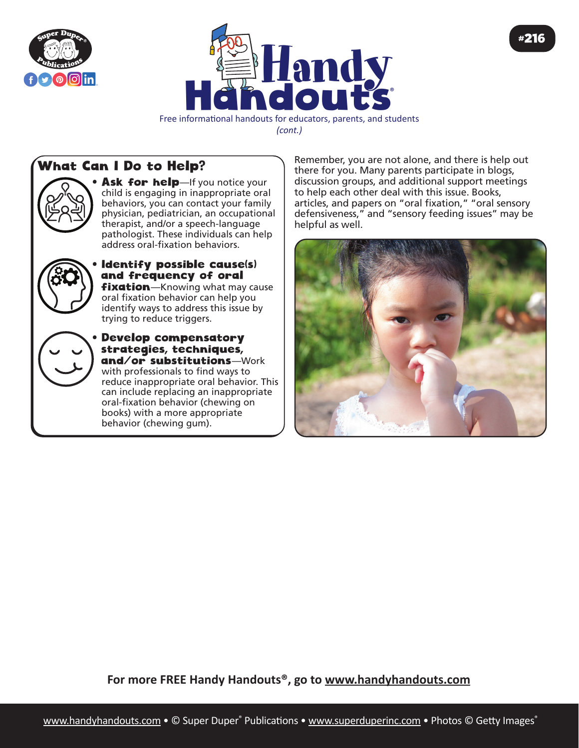*(cont.)*

## What Can I Do to Help?

- **Ask for help**—If you notice your child is engaging in inappropriate oral behaviors, you can contact your family physician, pediatrician, an occupational therapist, and/or a speech-language pathologist. These individuals can help address oral-fixation behaviors.
- **Identify possible cause(s) and frequency of oral fixation**—Knowing what may cause oral fixation behavior can help you identify ways to address this issue by trying to reduce triggers.
- **Develop compensatory strategies, techniques, and/or substitutions**—Work with professionals to find ways to reduce inappropriate oral behavior. This can include replacing an inappropriate oral-fixation behavior (chewing on books) with a more appropriate behavior (chewing gum).

Remember, you are not alone, and there is help out there for you. Many parents participate in blogs, discussion groups, and additional support meetings to help each other deal with this issue. Books, articles, and papers on "oral fixation," "oral sensory defensiveness," and "sensory feeding issues" may be helpful as well.

For more FREE Handy Handouts®, go to www.handyhandouts.com

www.handyhandouts.com • © Super Duper® Publications • www.superduperinc.com • Photos © Getty Images®